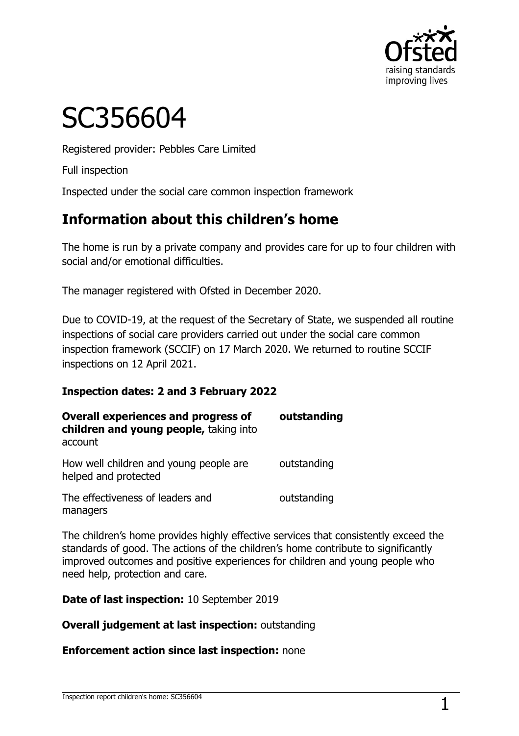# SC356604

Registered provider: Pebbles Care Limited

Full inspection

Inspected under the social care common inspection framework

## Information about this children's home

The home is run by a private company and provides care for up to four children with social and/or emotional difficulties.

The manager registered with Ofsted in December 2020.

Due to COVID-19, at the request of the Secretary of State, we suspended all routine inspections of social care providers carried out under the social care common inspection framework (SCCIF) on 17 March 2020. We returned to routine SCCIF inspections on 12 April 2021.

**Inspection dates: 2 and 3 February 2022**

| | |
|---|---|
| **Overall experiences and progress of children and young people,** taking into account | **outstanding** |
| How well children and young people are helped and protected | outstanding |
| The effectiveness of leaders and managers | outstanding |

The children's home provides highly effective services that consistently exceed the standards of good. The actions of the children's home contribute to significantly improved outcomes and positive experiences for children and young people who need help, protection and care.

**Date of last inspection:** 10 September 2019

**Overall judgement at last inspection:** outstanding

**Enforcement action since last inspection:** none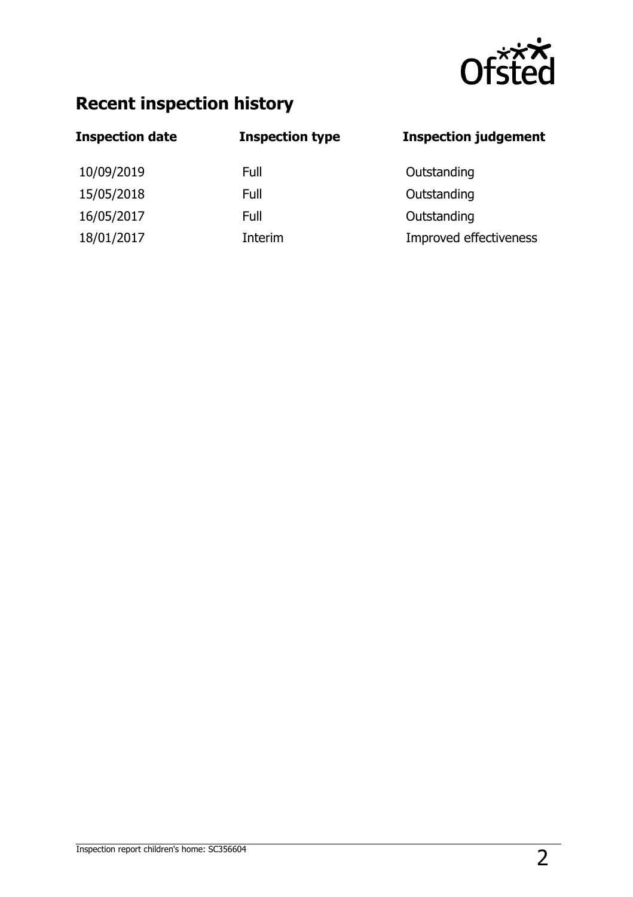## Recent inspection history

| Inspection date | Inspection type | Inspection judgement |
| --- | --- | --- |
| 10/09/2019 | Full | Outstanding |
| 15/05/2018 | Full | Outstanding |
| 16/05/2017 | Full | Outstanding |
| 18/01/2017 | Interim | Improved effectiveness |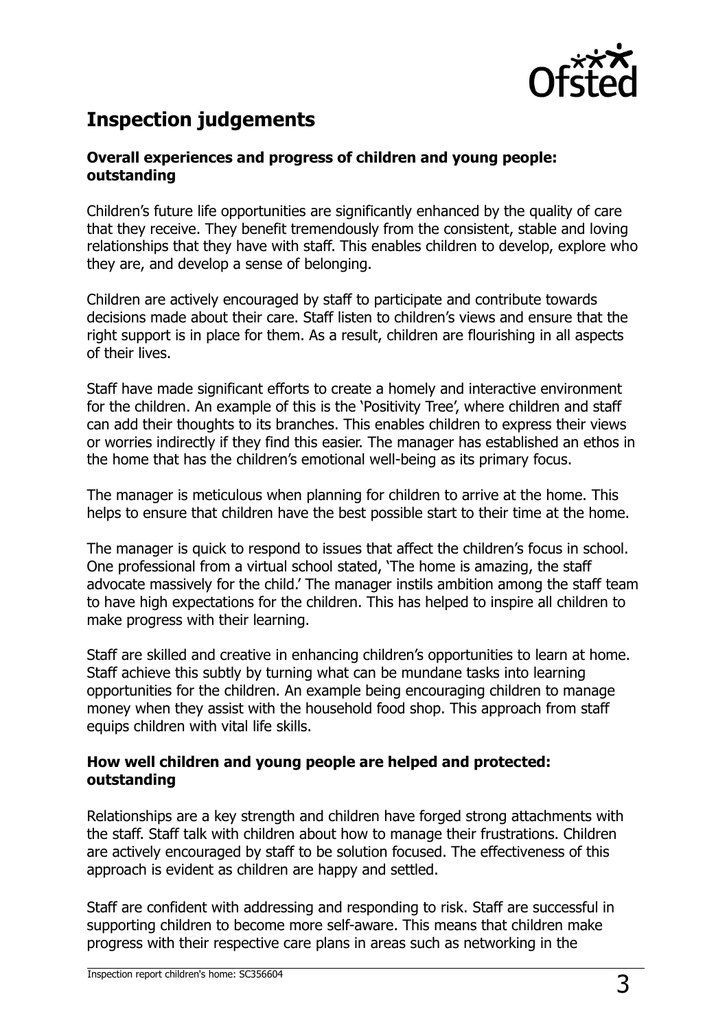## Inspection judgements

### Overall experiences and progress of children and young people: outstanding

Children's future life opportunities are significantly enhanced by the quality of care that they receive. They benefit tremendously from the consistent, stable and loving relationships that they have with staff. This enables children to develop, explore who they are, and develop a sense of belonging.

Children are actively encouraged by staff to participate and contribute towards decisions made about their care. Staff listen to children's views and ensure that the right support is in place for them. As a result, children are flourishing in all aspects of their lives.

Staff have made significant efforts to create a homely and interactive environment for the children. An example of this is the 'Positivity Tree', where children and staff can add their thoughts to its branches. This enables children to express their views or worries indirectly if they find this easier. The manager has established an ethos in the home that has the children's emotional well-being as its primary focus.

The manager is meticulous when planning for children to arrive at the home. This helps to ensure that children have the best possible start to their time at the home.

The manager is quick to respond to issues that affect the children's focus in school. One professional from a virtual school stated, 'The home is amazing, the staff advocate massively for the child.' The manager instils ambition among the staff team to have high expectations for the children. This has helped to inspire all children to make progress with their learning.

Staff are skilled and creative in enhancing children's opportunities to learn at home. Staff achieve this subtly by turning what can be mundane tasks into learning opportunities for the children. An example being encouraging children to manage money when they assist with the household food shop. This approach from staff equips children with vital life skills.

### How well children and young people are helped and protected: outstanding

Relationships are a key strength and children have forged strong attachments with the staff. Staff talk with children about how to manage their frustrations. Children are actively encouraged by staff to be solution focused. The effectiveness of this approach is evident as children are happy and settled.

Staff are confident with addressing and responding to risk. Staff are successful in supporting children to become more self-aware. This means that children make progress with their respective care plans in areas such as networking in the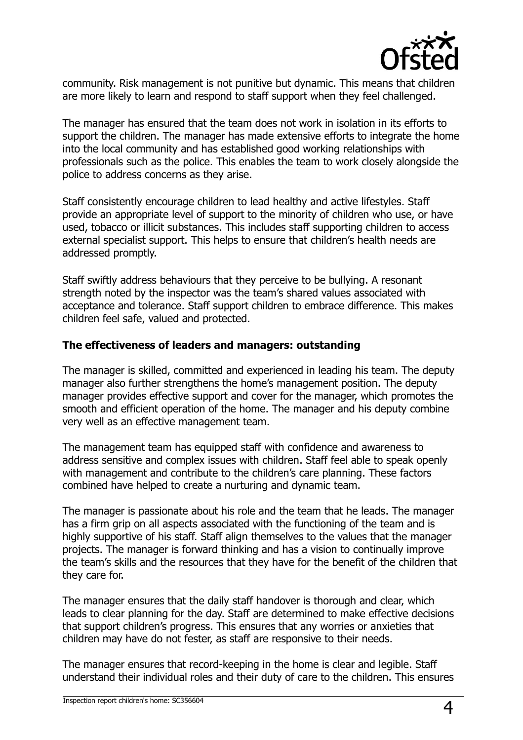community. Risk management is not punitive but dynamic. This means that children are more likely to learn and respond to staff support when they feel challenged.

The manager has ensured that the team does not work in isolation in its efforts to support the children. The manager has made extensive efforts to integrate the home into the local community and has established good working relationships with professionals such as the police. This enables the team to work closely alongside the police to address concerns as they arise.

Staff consistently encourage children to lead healthy and active lifestyles. Staff provide an appropriate level of support to the minority of children who use, or have used, tobacco or illicit substances. This includes staff supporting children to access external specialist support. This helps to ensure that children's health needs are addressed promptly.

Staff swiftly address behaviours that they perceive to be bullying. A resonant strength noted by the inspector was the team's shared values associated with acceptance and tolerance. Staff support children to embrace difference. This makes children feel safe, valued and protected.

**The effectiveness of leaders and managers: outstanding**

The manager is skilled, committed and experienced in leading his team. The deputy manager also further strengthens the home's management position. The deputy manager provides effective support and cover for the manager, which promotes the smooth and efficient operation of the home. The manager and his deputy combine very well as an effective management team.

The management team has equipped staff with confidence and awareness to address sensitive and complex issues with children. Staff feel able to speak openly with management and contribute to the children's care planning. These factors combined have helped to create a nurturing and dynamic team.

The manager is passionate about his role and the team that he leads. The manager has a firm grip on all aspects associated with the functioning of the team and is highly supportive of his staff. Staff align themselves to the values that the manager projects. The manager is forward thinking and has a vision to continually improve the team's skills and the resources that they have for the benefit of the children that they care for.

The manager ensures that the daily staff handover is thorough and clear, which leads to clear planning for the day. Staff are determined to make effective decisions that support children's progress. This ensures that any worries or anxieties that children may have do not fester, as staff are responsive to their needs.

The manager ensures that record-keeping in the home is clear and legible. Staff understand their individual roles and their duty of care to the children. This ensures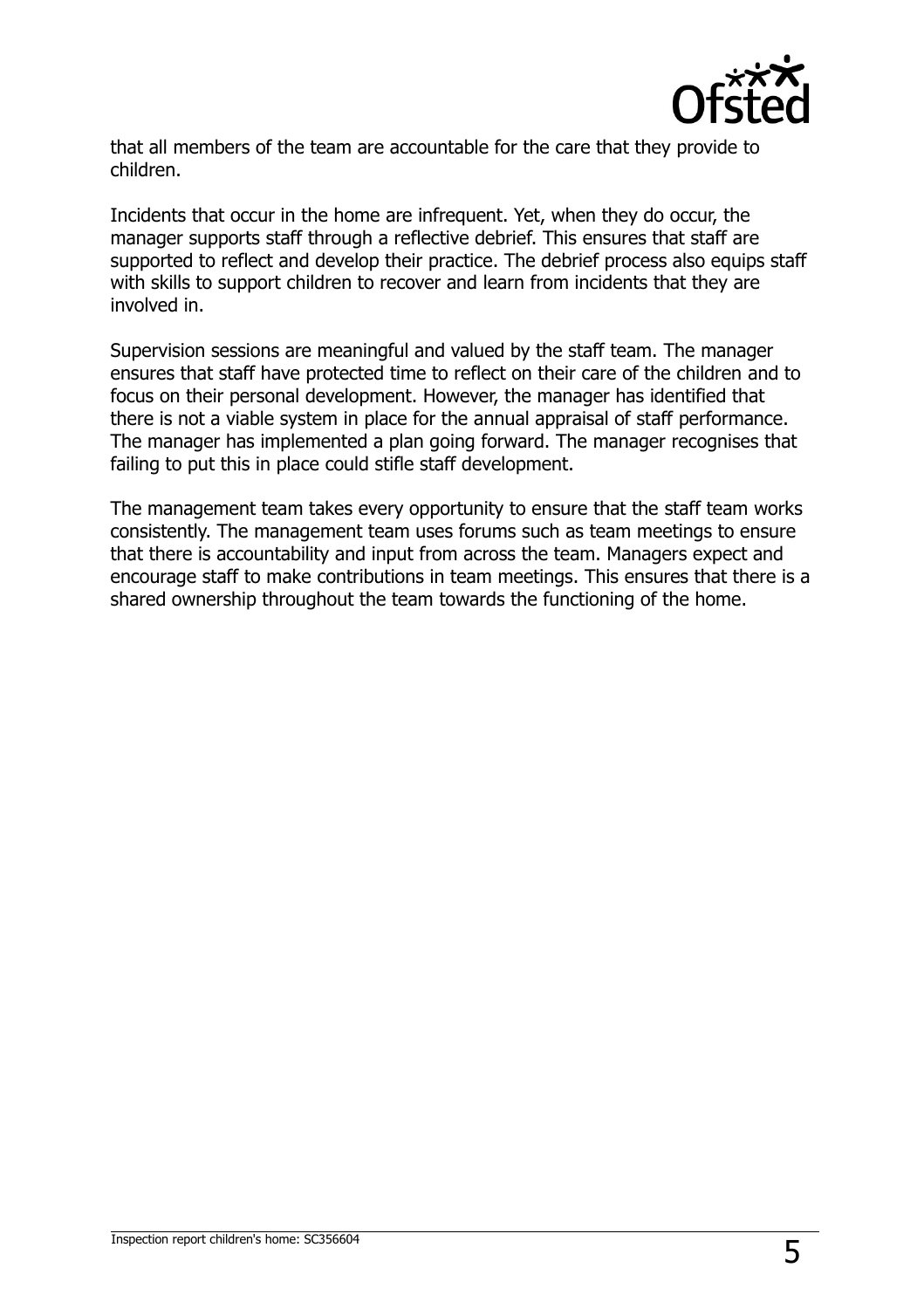that all members of the team are accountable for the care that they provide to children.

Incidents that occur in the home are infrequent. Yet, when they do occur, the manager supports staff through a reflective debrief. This ensures that staff are supported to reflect and develop their practice. The debrief process also equips staff with skills to support children to recover and learn from incidents that they are involved in.

Supervision sessions are meaningful and valued by the staff team. The manager ensures that staff have protected time to reflect on their care of the children and to focus on their personal development. However, the manager has identified that there is not a viable system in place for the annual appraisal of staff performance. The manager has implemented a plan going forward. The manager recognises that failing to put this in place could stifle staff development.

The management team takes every opportunity to ensure that the staff team works consistently. The management team uses forums such as team meetings to ensure that there is accountability and input from across the team. Managers expect and encourage staff to make contributions in team meetings. This ensures that there is a shared ownership throughout the team towards the functioning of the home.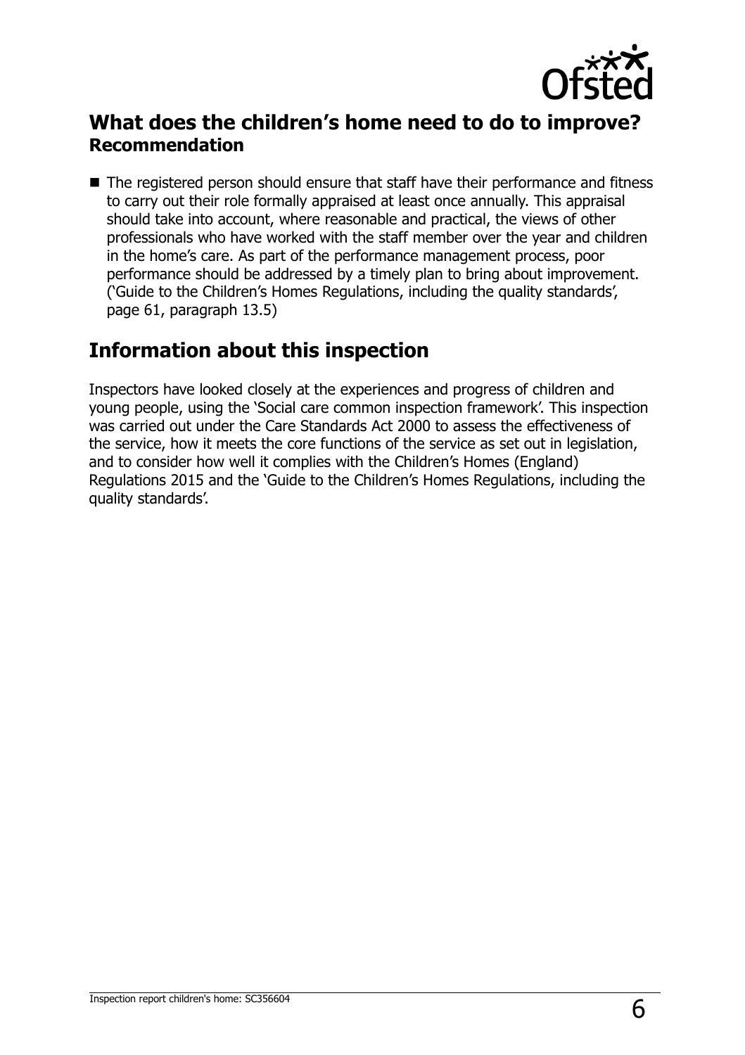## What does the children's home need to do to improve?

### Recommendation

- The registered person should ensure that staff have their performance and fitness to carry out their role formally appraised at least once annually. This appraisal should take into account, where reasonable and practical, the views of other professionals who have worked with the staff member over the year and children in the home's care. As part of the performance management process, poor performance should be addressed by a timely plan to bring about improvement. ('Guide to the Children's Homes Regulations, including the quality standards', page 61, paragraph 13.5)

## Information about this inspection

Inspectors have looked closely at the experiences and progress of children and young people, using the 'Social care common inspection framework'. This inspection was carried out under the Care Standards Act 2000 to assess the effectiveness of the service, how it meets the core functions of the service as set out in legislation, and to consider how well it complies with the Children's Homes (England) Regulations 2015 and the 'Guide to the Children's Homes Regulations, including the quality standards'.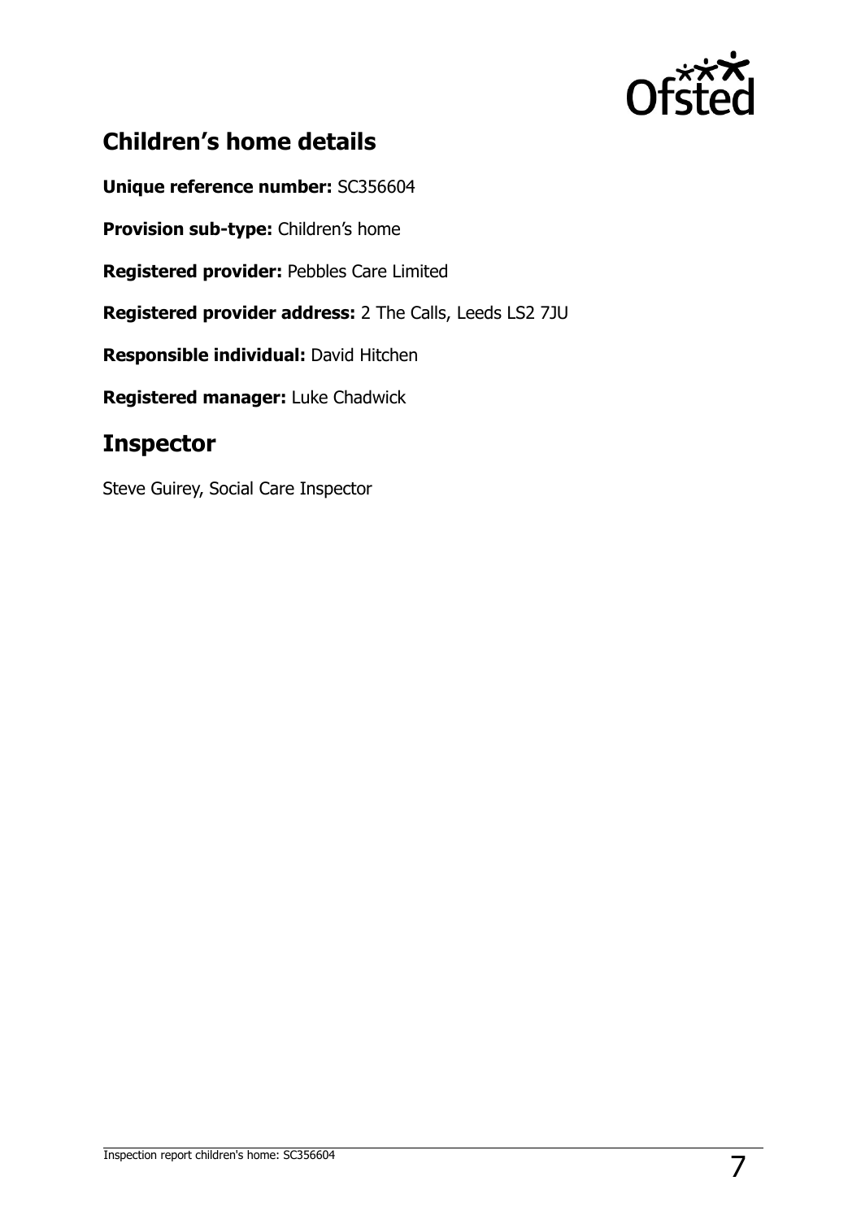## Children's home details

**Unique reference number:** SC356604

**Provision sub-type:** Children's home

**Registered provider:** Pebbles Care Limited

**Registered provider address:** 2 The Calls, Leeds LS2 7JU

**Responsible individual:** David Hitchen

**Registered manager:** Luke Chadwick

## Inspector

Steve Guirey, Social Care Inspector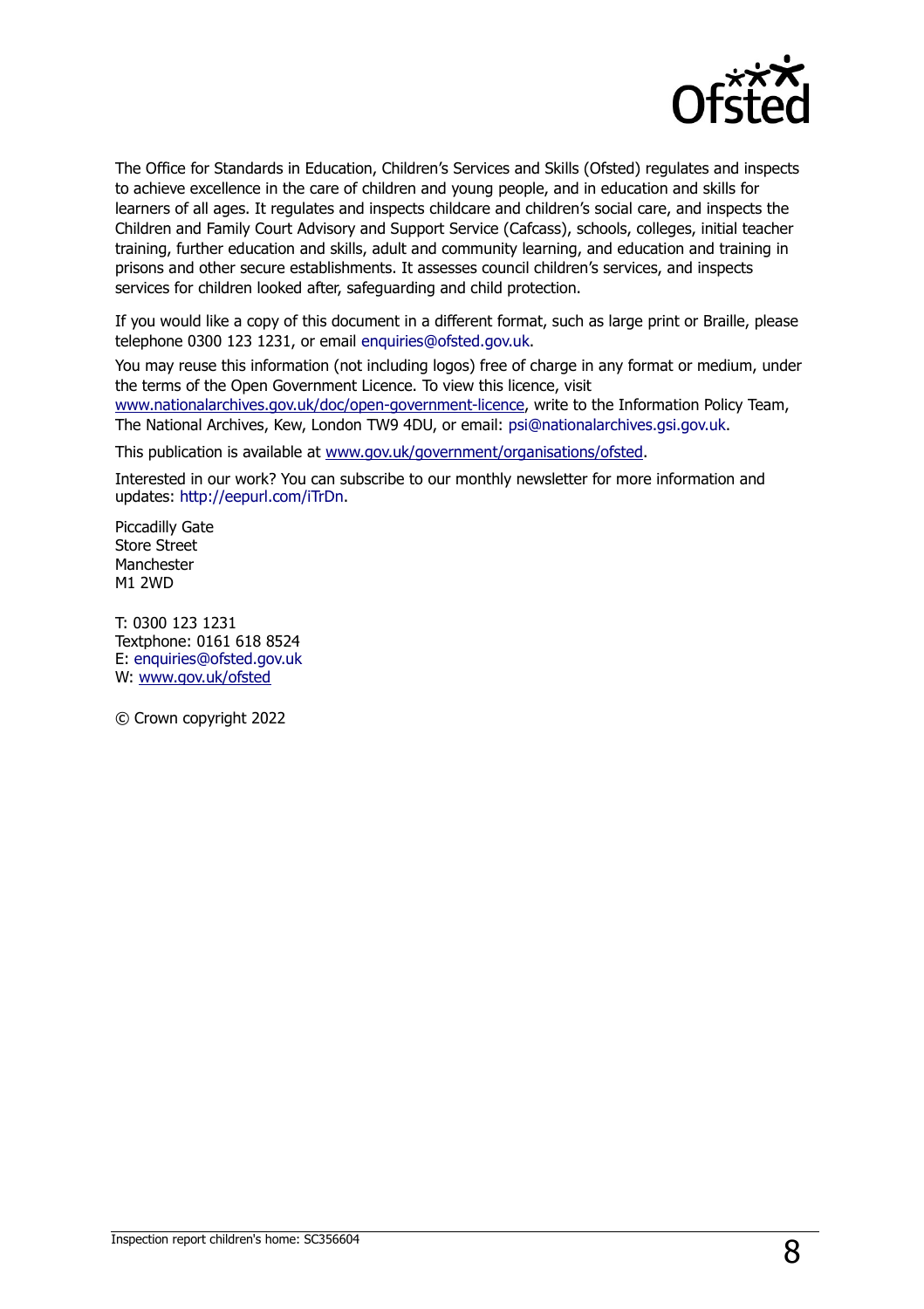The Office for Standards in Education, Children's Services and Skills (Ofsted) regulates and inspects to achieve excellence in the care of children and young people, and in education and skills for learners of all ages. It regulates and inspects childcare and children's social care, and inspects the Children and Family Court Advisory and Support Service (Cafcass), schools, colleges, initial teacher training, further education and skills, adult and community learning, and education and training in prisons and other secure establishments. It assesses council children's services, and inspects services for children looked after, safeguarding and child protection.

If you would like a copy of this document in a different format, such as large print or Braille, please telephone 0300 123 1231, or email enquiries@ofsted.gov.uk.

You may reuse this information (not including logos) free of charge in any format or medium, under the terms of the Open Government Licence. To view this licence, visit www.nationalarchives.gov.uk/doc/open-government-licence, write to the Information Policy Team, The National Archives, Kew, London TW9 4DU, or email: psi@nationalarchives.gsi.gov.uk.

This publication is available at www.gov.uk/government/organisations/ofsted.

Interested in our work? You can subscribe to our monthly newsletter for more information and updates: http://eepurl.com/iTrDn.

Piccadilly Gate
Store Street
Manchester
M1 2WD

T: 0300 123 1231
Textphone: 0161 618 8524
E: enquiries@ofsted.gov.uk
W: www.gov.uk/ofsted

© Crown copyright 2022